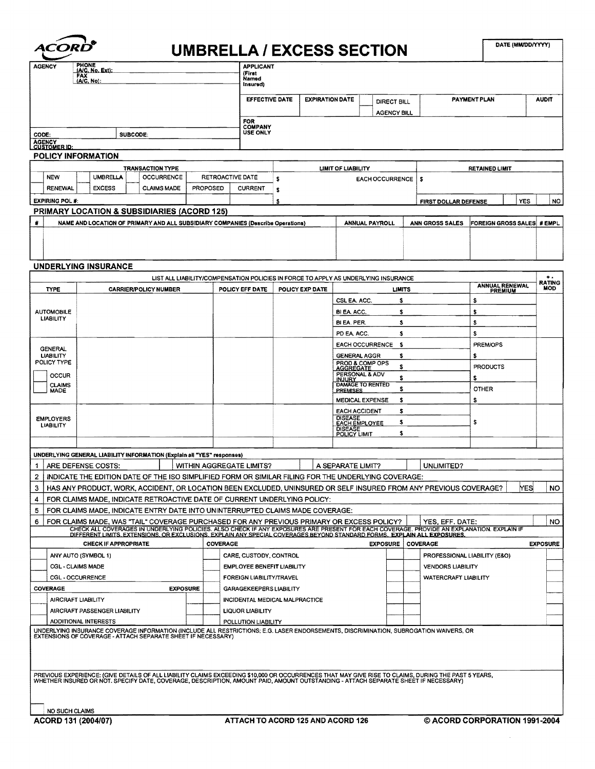# ACORD UMBRELLA / EXCESS SECTION

| DATE (MM/DD/YYYY) |
|---|
| |

| AGENCY | PHONE (A/C, No, Ext): FAX (A/C, No): | APPLICANT (First Named Insured) | | | | |
|---|---|---|---|---|---|---|
| | | EFFECTIVE DATE | EXPIRATION DATE | DIRECT BILL / AGENCY BILL | PAYMENT PLAN | AUDIT |
| CODE: | SUBCODE: | FOR COMPANY USE ONLY | | | | |
| AGENCY CUSTOMER ID: | | | | | | |

## POLICY INFORMATION

| TRANSACTION TYPE | | | | | LIMIT OF LIABILITY | | RETAINED LIMIT |
|---|---|---|---|---|---|---|---|
| NEW | UMBRELLA | OCCURRENCE | RETROACTIVE DATE | | $ | EACH OCCURRENCE | $ |
| RENEWAL | EXCESS | CLAIMS MADE | PROPOSED | CURRENT | $ | | |
| EXPIRING POL #: | | | | | $ | | FIRST DOLLAR DEFENSE YES NO |

## PRIMARY LOCATION & SUBSIDIARIES (ACORD 125)

| # | NAME AND LOCATION OF PRIMARY AND ALL SUBSIDIARY COMPANIES (Describe Operations) | ANNUAL PAYROLL | ANN GROSS SALES | FOREIGN GROSS SALES | # EMPL |
|---|---|---|---|---|---|
| | | | | | |

## UNDERLYING INSURANCE

LIST ALL LIABILITY/COMPENSATION POLICIES IN FORCE TO APPLY AS UNDERLYING INSURANCE

| TYPE | CARRIER/POLICY NUMBER | POLICY EFF DATE | POLICY EXP DATE | LIMITS | | ANNUAL RENEWAL PREMIUM | RATING MOD |
|---|---|---|---|---|---|---|---|
| AUTOMOBILE LIABILITY | | | | CSL EA. ACC. | $ | $ | |
| | | | | BI EA. ACC. | $ | $ | |
| | | | | BI EA. PER. | $ | $ | |
| | | | | PD EA. ACC. | $ | $ | |
| GENERAL LIABILITY POLICY TYPE ☐ OCCUR ☐ CLAIMS MADE | | | | EACH OCCURRENCE | $ | PREM/OPS | |
| | | | | GENERAL AGGR | $ | $ | |
| | | | | PROD & COMP OPS AGGREGATE | $ | PRODUCTS | |
| | | | | PERSONAL & ADV INJURY | $ | $ | |
| | | | | DAMAGE TO RENTED PREMISES | $ | OTHER | |
| | | | | MEDICAL EXPENSE | $ | $ | |
| EMPLOYERS LIABILITY | | | | EACH ACCIDENT | $ | $ | |
| | | | | DISEASE EACH EMPLOYEE | $ | | |
| | | | | DISEASE POLICY LIMIT | $ | | |
| | | | | | | | |

### UNDERLYING GENERAL LIABILITY INFORMATION (Explain all "YES" responses)

1. ARE DEFENSE COSTS: ☐ WITHIN AGGREGATE LIMITS? ☐ A SEPARATE LIMIT? ☐ UNLIMITED?
2. INDICATE THE EDITION DATE OF THE ISO SIMPLIFIED FORM OR SIMILAR FILING FOR THE UNDERLYING COVERAGE:
3. HAS ANY PRODUCT, WORK, ACCIDENT, OR LOCATION BEEN EXCLUDED, UNINSURED OR SELF INSURED FROM ANY PREVIOUS COVERAGE? YES NO
4. FOR CLAIMS MADE, INDICATE RETROACTIVE DATE OF CURRENT UNDERLYING POLICY:
5. FOR CLAIMS MADE, INDICATE ENTRY DATE INTO UNINTERRUPTED CLAIMS MADE COVERAGE:
6. FOR CLAIMS MADE, WAS "TAIL" COVERAGE PURCHASED FOR ANY PREVIOUS PRIMARY OR EXCESS POLICY? YES, EFF. DATE: NO

CHECK ALL COVERAGES IN UNDERLYING POLICIES. ALSO CHECK IF ANY EXPOSURES ARE PRESENT FOR EACH COVERAGE. PROVIDE AN EXPLANATION. EXPLAIN IF DIFFERENT LIMITS, EXTENSIONS, OR EXCLUSIONS. EXPLAIN ANY SPECIAL COVERAGES BEYOND STANDARD FORMS. **EXPLAIN ALL EXPOSURES.**

| CHECK IF APPROPRIATE | | COVERAGE | EXPOSURE | COVERAGE | EXPOSURE |
|---|---|---|---|---|---|
| ANY AUTO (SYMBOL 1) | | CARE, CUSTODY, CONTROL | | PROFESSIONAL LIABILITY (E&O) | |
| CGL - CLAIMS MADE | | EMPLOYEE BENEFIT LIABILITY | | VENDORS LIABILITY | |
| CGL - OCCURRENCE | | FOREIGN LIABILITY/TRAVEL | | WATERCRAFT LIABILITY | |
| **COVERAGE** | **EXPOSURE** | GARAGEKEEPERS LIABILITY | | | |
| AIRCRAFT LIABILITY | | INCIDENTAL MEDICAL MALPRACTICE | | | |
| AIRCRAFT PASSENGER LIABILITY | | LIQUOR LIABILITY | | | |
| ADDITIONAL INTERESTS | | POLLUTION LIABILITY | | | |

UNDERLYING INSURANCE COVERAGE INFORMATION (INCLUDE ALL RESTRICTIONS; E.G. LASER ENDORSEMENTS, DISCRIMINATION, SUBROGATION WAIVERS, OR EXTENSIONS OF COVERAGE - ATTACH SEPARATE SHEET IF NECESSARY)

PREVIOUS EXPERIENCE: (GIVE DETAILS OF ALL LIABILITY CLAIMS EXCEEDING $10,000 OR OCCURRENCES THAT MAY GIVE RISE TO CLAIMS, DURING THE PAST 5 YEARS, WHETHER INSURED OR NOT. SPECIFY DATE, COVERAGE, DESCRIPTION, AMOUNT PAID, AMOUNT OUTSTANDING - ATTACH SEPARATE SHEET IF NECESSARY)

☐ NO SUCH CLAIMS

ACORD 131 (2004/07) ATTACH TO ACORD 125 AND ACORD 126 © ACORD CORPORATION 1991-2004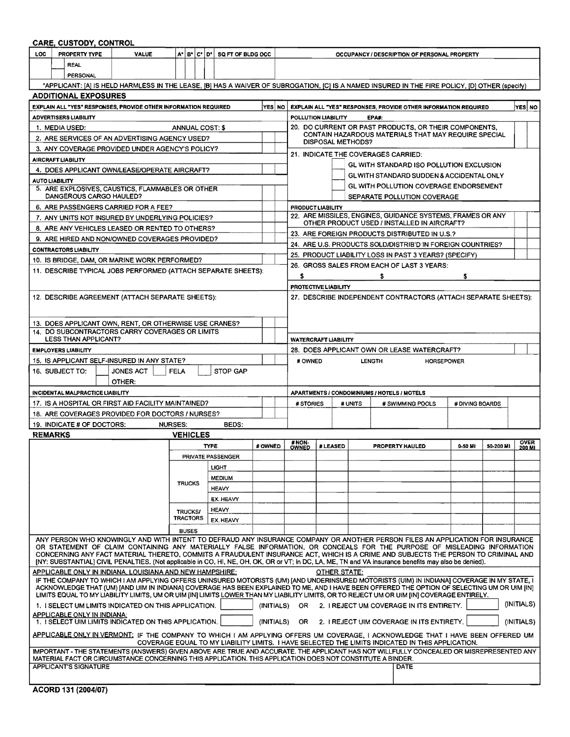## CARE, CUSTODY, CONTROL

| LOC | PROPERTY TYPE | | VALUE | A* | B* | C* | D* | SQ FT OF BLDG OCC | OCCUPANCY / DESCRIPTION OF PERSONAL PROPERTY |
|---|---|---|---|---|---|---|---|---|---|
| | | REAL | | | | | | | |
| | | PERSONAL | | | | | | | |

*APPLICANT: [A] IS HELD HARMLESS IN THE LEASE, [B] HAS A WAIVER OF SUBROGATION, [C] IS A NAMED INSURED IN THE FIRE POLICY, [D] OTHER (specify)

## ADDITIONAL EXPOSURES

| EXPLAIN ALL "YES" RESPONSES, PROVIDE OTHER INFORMATION REQUIRED | YES | NO |
|---|---|---|
| **ADVERTISERS LIABILITY** | | |
| 1. MEDIA USED: ANNUAL COST: $ | | |
| 2. ARE SERVICES OF AN ADVERTISING AGENCY USED? | | |
| 3. ANY COVERAGE PROVIDED UNDER AGENCY'S POLICY? | | |
| **AIRCRAFT LIABILITY** | | |
| 4. DOES APPLICANT OWN/LEASE/OPERATE AIRCRAFT? | | |
| **AUTO LIABILITY** | | |
| 5. ARE EXPLOSIVES, CAUSTICS, FLAMMABLES OR OTHER DANGEROUS CARGO HAULED? | | |
| 6. ARE PASSENGERS CARRIED FOR A FEE? | | |
| 7. ANY UNITS NOT INSURED BY UNDERLYING POLICIES? | | |
| 8. ARE ANY VEHICLES LEASED OR RENTED TO OTHERS? | | |
| 9. ARE HIRED AND NON/OWNED COVERAGES PROVIDED? | | |
| **CONTRACTORS LIABILITY** | | |
| 10. IS BRIDGE, DAM, OR MARINE WORK PERFORMED? | | |
| 11. DESCRIBE TYPICAL JOBS PERFORMED (ATTACH SEPARATE SHEETS): | | |
| 12. DESCRIBE AGREEMENT (ATTACH SEPARATE SHEETS): | | |
| 13. DOES APPLICANT OWN, RENT, OR OTHERWISE USE CRANES? | | |
| 14. DO SUBCONTRACTORS CARRY COVERAGES OR LIMITS LESS THAN APPLICANT? | | |
| **EMPLOYERS LIABILITY** | | |
| 15. IS APPLICANT SELF-INSURED IN ANY STATE? | | |
| 16. SUBJECT TO: JONES ACT / FELA / STOP GAP / OTHER: | | |
| **INCIDENTAL MALPRACTICE LIABILITY** | | |
| 17. IS A HOSPITAL OR FIRST AID FACILITY MAINTAINED? | | |
| 18. ARE COVERAGES PROVIDED FOR DOCTORS / NURSES? | | |
| 19. INDICATE # OF DOCTORS: NURSES: BEDS: | | |

| EXPLAIN ALL "YES" RESPONSES, PROVIDE OTHER INFORMATION REQUIRED | YES | NO |
|---|---|---|
| **POLLUTION LIABILITY** EPA#: | | |
| 20. DO CURRENT OR PAST PRODUCTS, OR THEIR COMPONENTS, CONTAIN HAZARDOUS MATERIALS THAT MAY REQUIRE SPECIAL DISPOSAL METHODS? | | |
| 21. INDICATE THE COVERAGES CARRIED: GL WITH STANDARD ISO POLLUTION EXCLUSION / GL WITH STANDARD SUDDEN & ACCIDENTAL ONLY / GL WITH POLLUTION COVERAGE ENDORSEMENT / SEPARATE POLLUTION COVERAGE | | |
| **PRODUCT LIABILITY** | | |
| 22. ARE MISSILES, ENGINES, GUIDANCE SYSTEMS, FRAMES OR ANY OTHER PRODUCT USED / INSTALLED IN AIRCRAFT? | | |
| 23. ARE FOREIGN PRODUCTS DISTRIBUTED IN U.S.? | | |
| 24. ARE U.S. PRODUCTS SOLD/DISTRIB'D IN FOREIGN COUNTRIES? | | |
| 25. PRODUCT LIABILITY LOSS IN PAST 3 YEARS? (SPECIFY) | | |
| 26. GROSS SALES FROM EACH OF LAST 3 YEARS: $ $ $ | | |
| **PROTECTIVE LIABILITY** | | |
| 27. DESCRIBE INDEPENDENT CONTRACTORS (ATTACH SEPARATE SHEETS): | | |
| **WATERCRAFT LIABILITY** | | |
| 28. DOES APPLICANT OWN OR LEASE WATERCRAFT? | | |
| # OWNED LENGTH HORSEPOWER | | |

**APARTMENTS / CONDOMINIUMS / HOTELS / MOTELS**

| # STORIES | # UNITS | # SWIMMING POOLS | # DIVING BOARDS |
|---|---|---|---|
| | | | |

## REMARKS

## VEHICLES

| TYPE | | # OWNED | # NON-OWNED | # LEASED | PROPERTY HAULED | 0-50 MI | 50-200 MI | OVER 200 MI |
|---|---|---|---|---|---|---|---|---|
| PRIVATE PASSENGER | | | | | | | | |
| TRUCKS | LIGHT | | | | | | | |
| | MEDIUM | | | | | | | |
| | HEAVY | | | | | | | |
| | EX. HEAVY | | | | | | | |
| TRUCKS/ TRACTORS | HEAVY | | | | | | | |
| | EX. HEAVY | | | | | | | |
| BUSES | | | | | | | | |

ANY PERSON WHO KNOWINGLY AND WITH INTENT TO DEFRAUD ANY INSURANCE COMPANY OR ANOTHER PERSON FILES AN APPLICATION FOR INSURANCE OR STATEMENT OF CLAIM CONTAINING ANY MATERIALLY FALSE INFORMATION, OR CONCEALS FOR THE PURPOSE OF MISLEADING INFORMATION CONCERNING ANY FACT MATERIAL THERETO, COMMITS A FRAUDULENT INSURANCE ACT, WHICH IS A CRIME AND SUBJECTS THE PERSON TO CRIMINAL AND [NY: SUBSTANTIAL] CIVIL PENALTIES. (Not applicable in CO, HI, NE, OH, OK, OR or VT; in DC, LA, ME, TN and VA insurance benefits may also be denied).

APPLICABLE ONLY IN INDIANA, LOUISIANA AND NEW HAMPSHIRE: OTHER STATE:

IF THE COMPANY TO WHICH I AM APPLYING OFFERS UNINSURED MOTORISTS (UM) [AND UNDERINSURED MOTORISTS (UIM) IN INDIANA] COVERAGE IN MY STATE, I ACKNOWLEDGE THAT (UM) [AND UIM IN INDIANA] COVERAGE HAS BEEN EXPLAINED TO ME, AND I HAVE BEEN OFFERED THE OPTION OF SELECTING UM OR UIM [IN] LIMITS EQUAL TO MY LIABILITY LIMITS, UM OR UIM [IN] LIMITS LOWER THAN MY LIABILITY LIMITS, OR TO REJECT UM OR UIM [IN] COVERAGE ENTIRELY.

1. I SELECT UM LIMITS INDICATED ON THIS APPLICATION. ______ (INITIALS) OR 2. I REJECT UM COVERAGE IN ITS ENTIRETY. ______ (INITIALS)

APPLICABLE ONLY IN INDIANA:
1. I SELECT UIM LIMITS INDICATED ON THIS APPLICATION. ______ (INITIALS) OR 2. I REJECT UIM COVERAGE IN ITS ENTIRETY. ______ (INITIALS)

APPLICABLE ONLY IN VERMONT: IF THE COMPANY TO WHICH I AM APPLYING OFFERS UM COVERAGE, I ACKNOWLEDGE THAT I HAVE BEEN OFFERED UM COVERAGE EQUAL TO MY LIABILITY LIMITS. I HAVE SELECTED THE LIMITS INDICATED IN THIS APPLICATION.

IMPORTANT - THE STATEMENTS (ANSWERS) GIVEN ABOVE ARE TRUE AND ACCURATE. THE APPLICANT HAS NOT WILLFULLY CONCEALED OR MISREPRESENTED ANY MATERIAL FACT OR CIRCUMSTANCE CONCERNING THIS APPLICATION. THIS APPLICATION DOES NOT CONSTITUTE A BINDER.

| APPLICANT'S SIGNATURE | DATE |
|---|---|
| | |

ACORD 131 (2004/07)